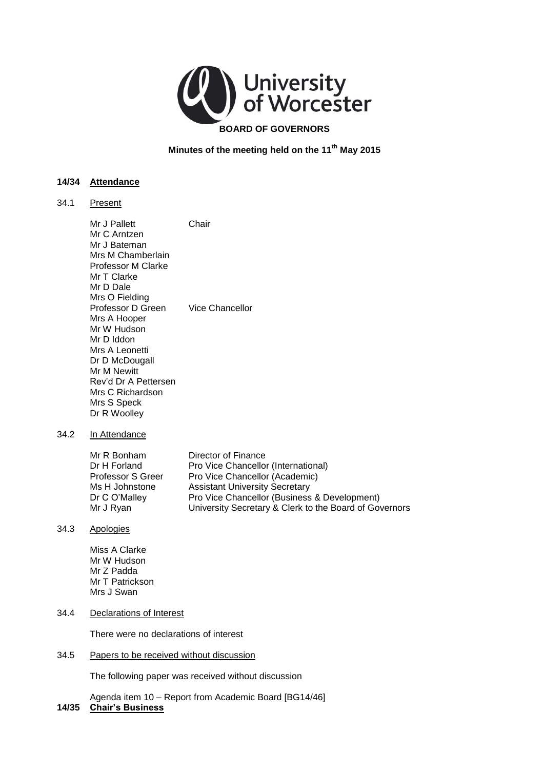University of Worcester

**BOARD OF GOVERNORS**

**Minutes of the meeting held on the 11th May 2015**

**14/34 Attendance**

34.1 Present

| | |
|---|---|
| Mr J Pallett | Chair |
| Mr C Arntzen | |
| Mr J Bateman | |
| Mrs M Chamberlain | |
| Professor M Clarke | |
| Mr T Clarke | |
| Mr D Dale | |
| Mrs O Fielding | |
| Professor D Green | Vice Chancellor |
| Mrs A Hooper | |
| Mr W Hudson | |
| Mr D Iddon | |
| Mrs A Leonetti | |
| Dr D McDougall | |
| Mr M Newitt | |
| Rev'd Dr A Pettersen | |
| Mrs C Richardson | |
| Mrs S Speck | |
| Dr R Woolley | |

34.2 In Attendance

| | |
|---|---|
| Mr R Bonham | Director of Finance |
| Dr H Forland | Pro Vice Chancellor (International) |
| Professor S Greer | Pro Vice Chancellor (Academic) |
| Ms H Johnstone | Assistant University Secretary |
| Dr C O'Malley | Pro Vice Chancellor (Business & Development) |
| Mr J Ryan | University Secretary & Clerk to the Board of Governors |

34.3 Apologies

Miss A Clarke
Mr W Hudson
Mr Z Padda
Mr T Patrickson
Mrs J Swan

34.4 Declarations of Interest

There were no declarations of interest

34.5 Papers to be received without discussion

The following paper was received without discussion

Agenda item 10 – Report from Academic Board [BG14/46]

**14/35 Chair's Business**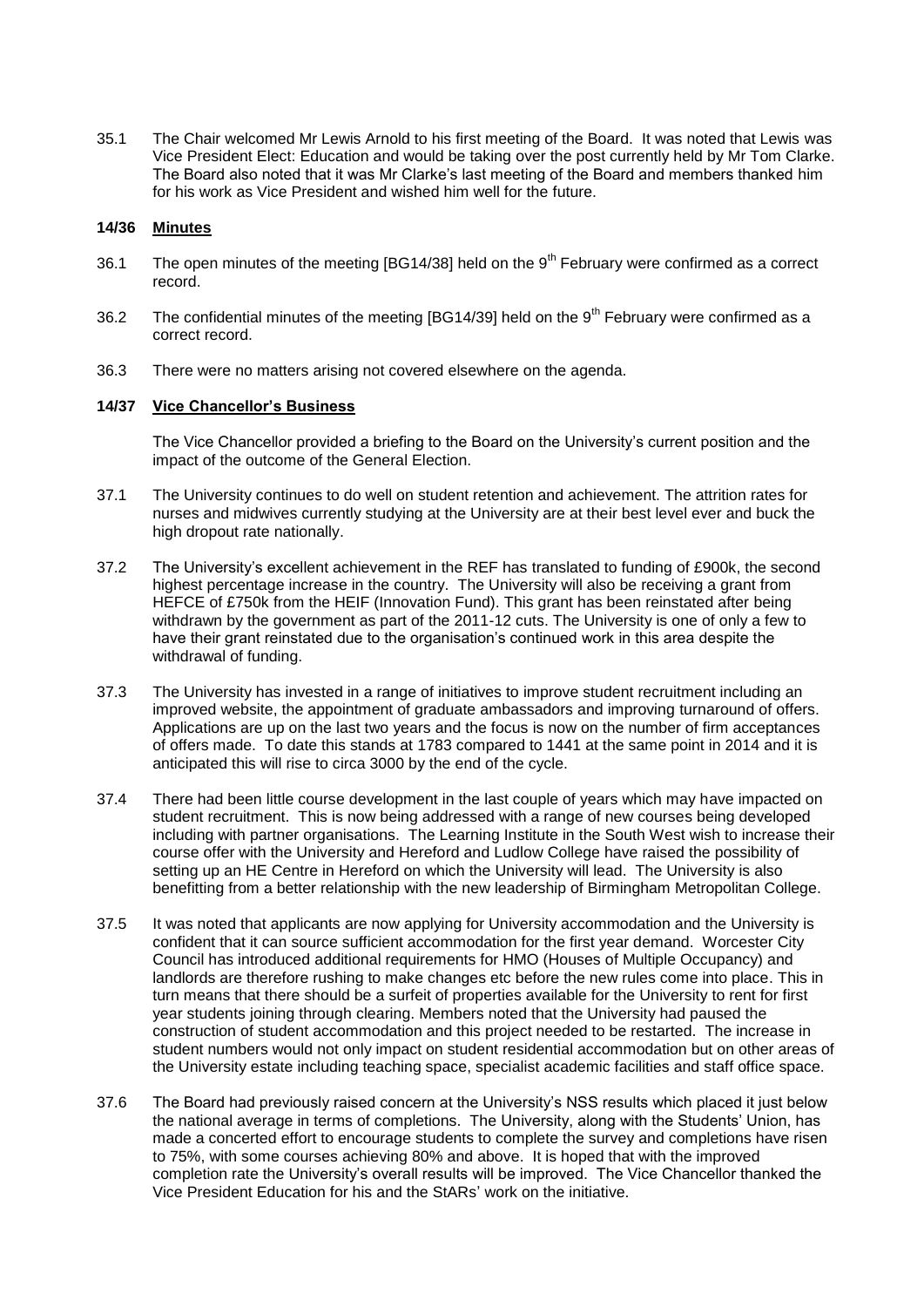35.1 The Chair welcomed Mr Lewis Arnold to his first meeting of the Board. It was noted that Lewis was Vice President Elect: Education and would be taking over the post currently held by Mr Tom Clarke. The Board also noted that it was Mr Clarke's last meeting of the Board and members thanked him for his work as Vice President and wished him well for the future.

**14/36 Minutes**

36.1 The open minutes of the meeting [BG14/38] held on the 9th February were confirmed as a correct record.

36.2 The confidential minutes of the meeting [BG14/39] held on the 9th February were confirmed as a correct record.

36.3 There were no matters arising not covered elsewhere on the agenda.

**14/37 Vice Chancellor's Business**

The Vice Chancellor provided a briefing to the Board on the University's current position and the impact of the outcome of the General Election.

37.1 The University continues to do well on student retention and achievement. The attrition rates for nurses and midwives currently studying at the University are at their best level ever and buck the high dropout rate nationally.

37.2 The University's excellent achievement in the REF has translated to funding of £900k, the second highest percentage increase in the country. The University will also be receiving a grant from HEFCE of £750k from the HEIF (Innovation Fund). This grant has been reinstated after being withdrawn by the government as part of the 2011-12 cuts. The University is one of only a few to have their grant reinstated due to the organisation's continued work in this area despite the withdrawal of funding.

37.3 The University has invested in a range of initiatives to improve student recruitment including an improved website, the appointment of graduate ambassadors and improving turnaround of offers. Applications are up on the last two years and the focus is now on the number of firm acceptances of offers made. To date this stands at 1783 compared to 1441 at the same point in 2014 and it is anticipated this will rise to circa 3000 by the end of the cycle.

37.4 There had been little course development in the last couple of years which may have impacted on student recruitment. This is now being addressed with a range of new courses being developed including with partner organisations. The Learning Institute in the South West wish to increase their course offer with the University and Hereford and Ludlow College have raised the possibility of setting up an HE Centre in Hereford on which the University will lead. The University is also benefitting from a better relationship with the new leadership of Birmingham Metropolitan College.

37.5 It was noted that applicants are now applying for University accommodation and the University is confident that it can source sufficient accommodation for the first year demand. Worcester City Council has introduced additional requirements for HMO (Houses of Multiple Occupancy) and landlords are therefore rushing to make changes etc before the new rules come into place. This in turn means that there should be a surfeit of properties available for the University to rent for first year students joining through clearing. Members noted that the University had paused the construction of student accommodation and this project needed to be restarted. The increase in student numbers would not only impact on student residential accommodation but on other areas of the University estate including teaching space, specialist academic facilities and staff office space.

37.6 The Board had previously raised concern at the University's NSS results which placed it just below the national average in terms of completions. The University, along with the Students' Union, has made a concerted effort to encourage students to complete the survey and completions have risen to 75%, with some courses achieving 80% and above. It is hoped that with the improved completion rate the University's overall results will be improved. The Vice Chancellor thanked the Vice President Education for his and the StARs' work on the initiative.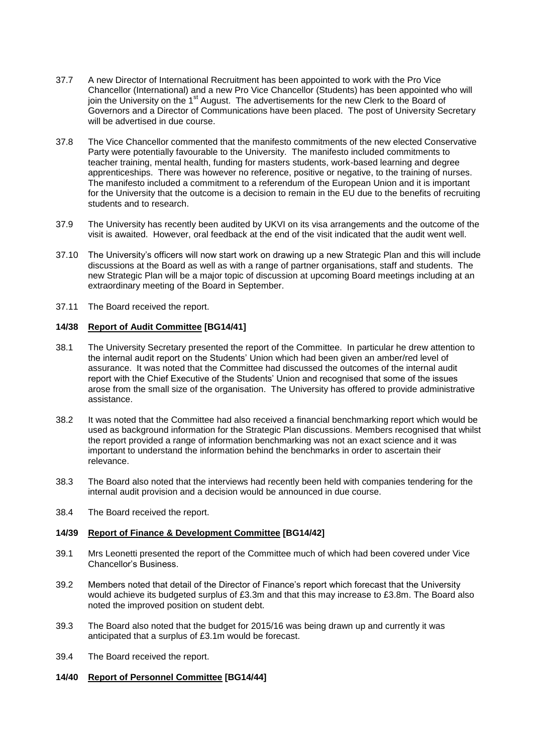37.7 A new Director of International Recruitment has been appointed to work with the Pro Vice Chancellor (International) and a new Pro Vice Chancellor (Students) has been appointed who will join the University on the 1st August. The advertisements for the new Clerk to the Board of Governors and a Director of Communications have been placed. The post of University Secretary will be advertised in due course.

37.8 The Vice Chancellor commented that the manifesto commitments of the new elected Conservative Party were potentially favourable to the University. The manifesto included commitments to teacher training, mental health, funding for masters students, work-based learning and degree apprenticeships. There was however no reference, positive or negative, to the training of nurses. The manifesto included a commitment to a referendum of the European Union and it is important for the University that the outcome is a decision to remain in the EU due to the benefits of recruiting students and to research.

37.9 The University has recently been audited by UKVI on its visa arrangements and the outcome of the visit is awaited. However, oral feedback at the end of the visit indicated that the audit went well.

37.10 The University's officers will now start work on drawing up a new Strategic Plan and this will include discussions at the Board as well as with a range of partner organisations, staff and students. The new Strategic Plan will be a major topic of discussion at upcoming Board meetings including at an extraordinary meeting of the Board in September.

37.11 The Board received the report.

**14/38 Report of Audit Committee [BG14/41]**

38.1 The University Secretary presented the report of the Committee. In particular he drew attention to the internal audit report on the Students' Union which had been given an amber/red level of assurance. It was noted that the Committee had discussed the outcomes of the internal audit report with the Chief Executive of the Students' Union and recognised that some of the issues arose from the small size of the organisation. The University has offered to provide administrative assistance.

38.2 It was noted that the Committee had also received a financial benchmarking report which would be used as background information for the Strategic Plan discussions. Members recognised that whilst the report provided a range of information benchmarking was not an exact science and it was important to understand the information behind the benchmarks in order to ascertain their relevance.

38.3 The Board also noted that the interviews had recently been held with companies tendering for the internal audit provision and a decision would be announced in due course.

38.4 The Board received the report.

**14/39 Report of Finance & Development Committee [BG14/42]**

39.1 Mrs Leonetti presented the report of the Committee much of which had been covered under Vice Chancellor's Business.

39.2 Members noted that detail of the Director of Finance's report which forecast that the University would achieve its budgeted surplus of £3.3m and that this may increase to £3.8m. The Board also noted the improved position on student debt.

39.3 The Board also noted that the budget for 2015/16 was being drawn up and currently it was anticipated that a surplus of £3.1m would be forecast.

39.4 The Board received the report.

**14/40 Report of Personnel Committee [BG14/44]**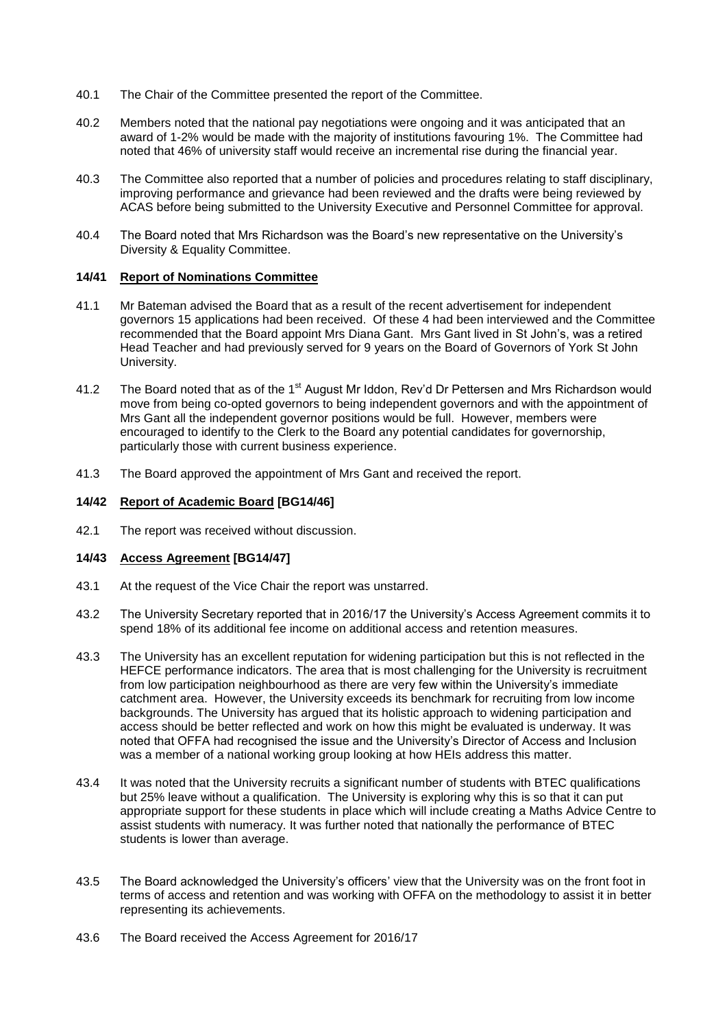40.1 The Chair of the Committee presented the report of the Committee.

40.2 Members noted that the national pay negotiations were ongoing and it was anticipated that an award of 1-2% would be made with the majority of institutions favouring 1%. The Committee had noted that 46% of university staff would receive an incremental rise during the financial year.

40.3 The Committee also reported that a number of policies and procedures relating to staff disciplinary, improving performance and grievance had been reviewed and the drafts were being reviewed by ACAS before being submitted to the University Executive and Personnel Committee for approval.

40.4 The Board noted that Mrs Richardson was the Board's new representative on the University's Diversity & Equality Committee.

**14/41 Report of Nominations Committee**

41.1 Mr Bateman advised the Board that as a result of the recent advertisement for independent governors 15 applications had been received. Of these 4 had been interviewed and the Committee recommended that the Board appoint Mrs Diana Gant. Mrs Gant lived in St John's, was a retired Head Teacher and had previously served for 9 years on the Board of Governors of York St John University.

41.2 The Board noted that as of the 1st August Mr Iddon, Rev'd Dr Pettersen and Mrs Richardson would move from being co-opted governors to being independent governors and with the appointment of Mrs Gant all the independent governor positions would be full. However, members were encouraged to identify to the Clerk to the Board any potential candidates for governorship, particularly those with current business experience.

41.3 The Board approved the appointment of Mrs Gant and received the report.

**14/42 Report of Academic Board [BG14/46]**

42.1 The report was received without discussion.

**14/43 Access Agreement [BG14/47]**

43.1 At the request of the Vice Chair the report was unstarred.

43.2 The University Secretary reported that in 2016/17 the University's Access Agreement commits it to spend 18% of its additional fee income on additional access and retention measures.

43.3 The University has an excellent reputation for widening participation but this is not reflected in the HEFCE performance indicators. The area that is most challenging for the University is recruitment from low participation neighbourhood as there are very few within the University's immediate catchment area. However, the University exceeds its benchmark for recruiting from low income backgrounds. The University has argued that its holistic approach to widening participation and access should be better reflected and work on how this might be evaluated is underway. It was noted that OFFA had recognised the issue and the University's Director of Access and Inclusion was a member of a national working group looking at how HEIs address this matter.

43.4 It was noted that the University recruits a significant number of students with BTEC qualifications but 25% leave without a qualification. The University is exploring why this is so that it can put appropriate support for these students in place which will include creating a Maths Advice Centre to assist students with numeracy. It was further noted that nationally the performance of BTEC students is lower than average.

43.5 The Board acknowledged the University's officers' view that the University was on the front foot in terms of access and retention and was working with OFFA on the methodology to assist it in better representing its achievements.

43.6 The Board received the Access Agreement for 2016/17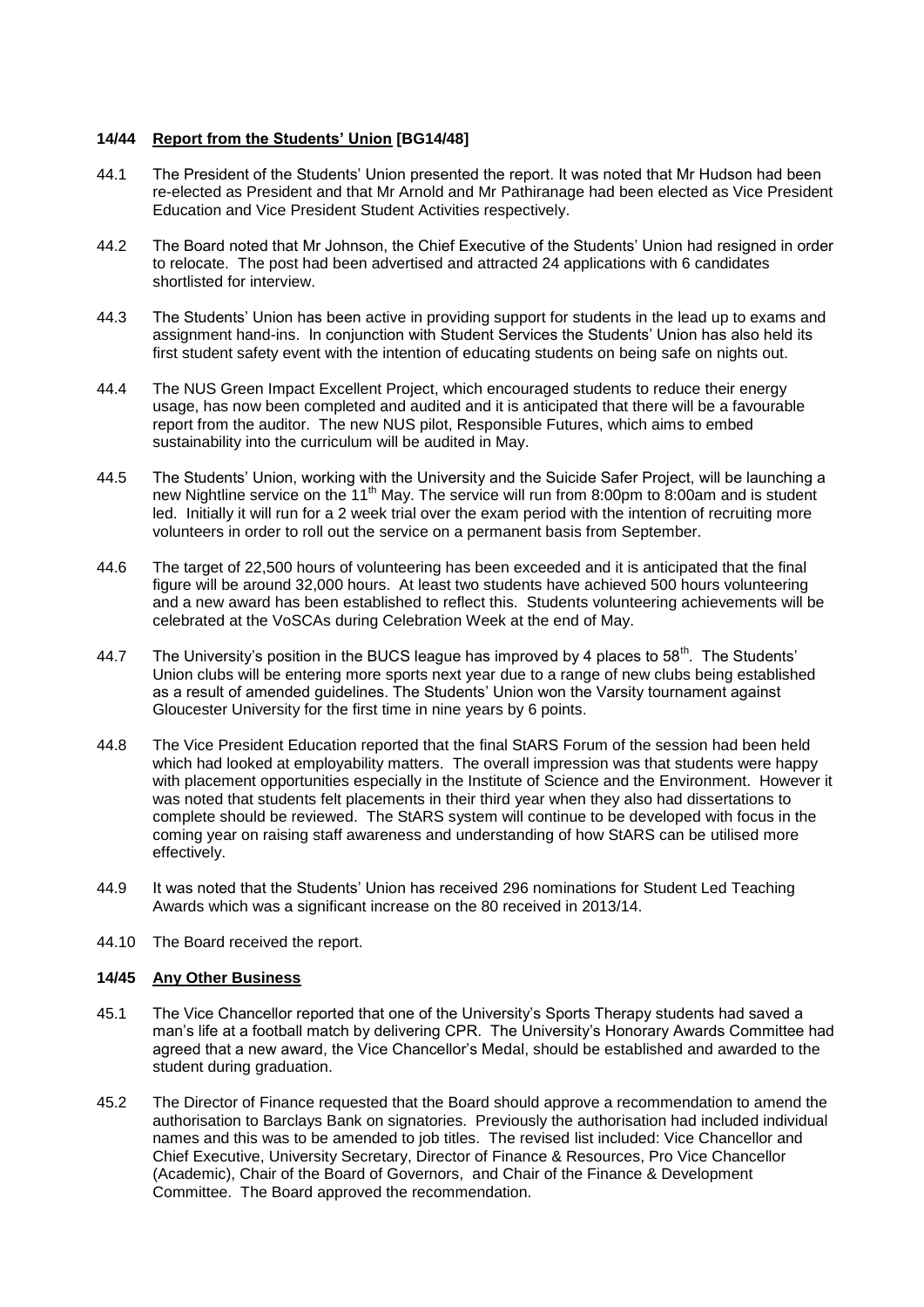**14/44 Report from the Students' Union [BG14/48]**

44.1 The President of the Students' Union presented the report. It was noted that Mr Hudson had been re-elected as President and that Mr Arnold and Mr Pathiranage had been elected as Vice President Education and Vice President Student Activities respectively.

44.2 The Board noted that Mr Johnson, the Chief Executive of the Students' Union had resigned in order to relocate. The post had been advertised and attracted 24 applications with 6 candidates shortlisted for interview.

44.3 The Students' Union has been active in providing support for students in the lead up to exams and assignment hand-ins. In conjunction with Student Services the Students' Union has also held its first student safety event with the intention of educating students on being safe on nights out.

44.4 The NUS Green Impact Excellent Project, which encouraged students to reduce their energy usage, has now been completed and audited and it is anticipated that there will be a favourable report from the auditor. The new NUS pilot, Responsible Futures, which aims to embed sustainability into the curriculum will be audited in May.

44.5 The Students' Union, working with the University and the Suicide Safer Project, will be launching a new Nightline service on the 11th May. The service will run from 8:00pm to 8:00am and is student led. Initially it will run for a 2 week trial over the exam period with the intention of recruiting more volunteers in order to roll out the service on a permanent basis from September.

44.6 The target of 22,500 hours of volunteering has been exceeded and it is anticipated that the final figure will be around 32,000 hours. At least two students have achieved 500 hours volunteering and a new award has been established to reflect this. Students volunteering achievements will be celebrated at the VoSCAs during Celebration Week at the end of May.

44.7 The University's position in the BUCS league has improved by 4 places to 58th. The Students' Union clubs will be entering more sports next year due to a range of new clubs being established as a result of amended guidelines. The Students' Union won the Varsity tournament against Gloucester University for the first time in nine years by 6 points.

44.8 The Vice President Education reported that the final StARS Forum of the session had been held which had looked at employability matters. The overall impression was that students were happy with placement opportunities especially in the Institute of Science and the Environment. However it was noted that students felt placements in their third year when they also had dissertations to complete should be reviewed. The StARS system will continue to be developed with focus in the coming year on raising staff awareness and understanding of how StARS can be utilised more effectively.

44.9 It was noted that the Students' Union has received 296 nominations for Student Led Teaching Awards which was a significant increase on the 80 received in 2013/14.

44.10 The Board received the report.

**14/45 Any Other Business**

45.1 The Vice Chancellor reported that one of the University's Sports Therapy students had saved a man's life at a football match by delivering CPR. The University's Honorary Awards Committee had agreed that a new award, the Vice Chancellor's Medal, should be established and awarded to the student during graduation.

45.2 The Director of Finance requested that the Board should approve a recommendation to amend the authorisation to Barclays Bank on signatories. Previously the authorisation had included individual names and this was to be amended to job titles. The revised list included: Vice Chancellor and Chief Executive, University Secretary, Director of Finance & Resources, Pro Vice Chancellor (Academic), Chair of the Board of Governors, and Chair of the Finance & Development Committee. The Board approved the recommendation.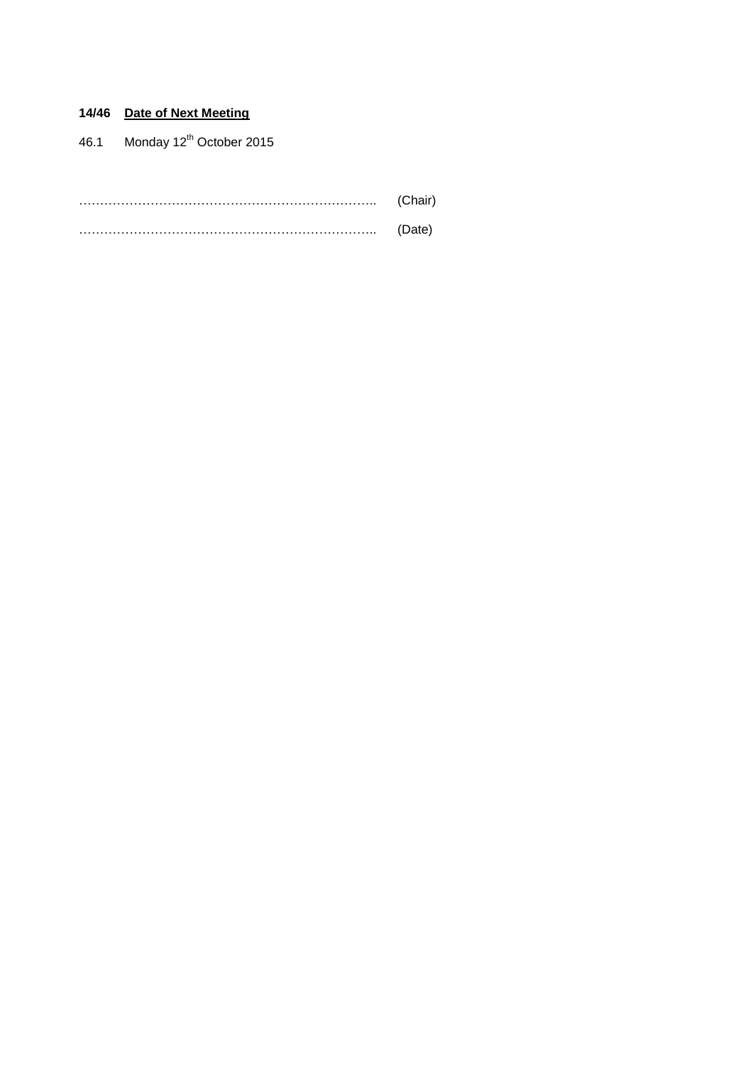**14/46 <u>Date of Next Meeting</u>**

46.1 Monday 12th October 2015

…………………………………………………………….. (Chair)

…………………………………………………………….. (Date)